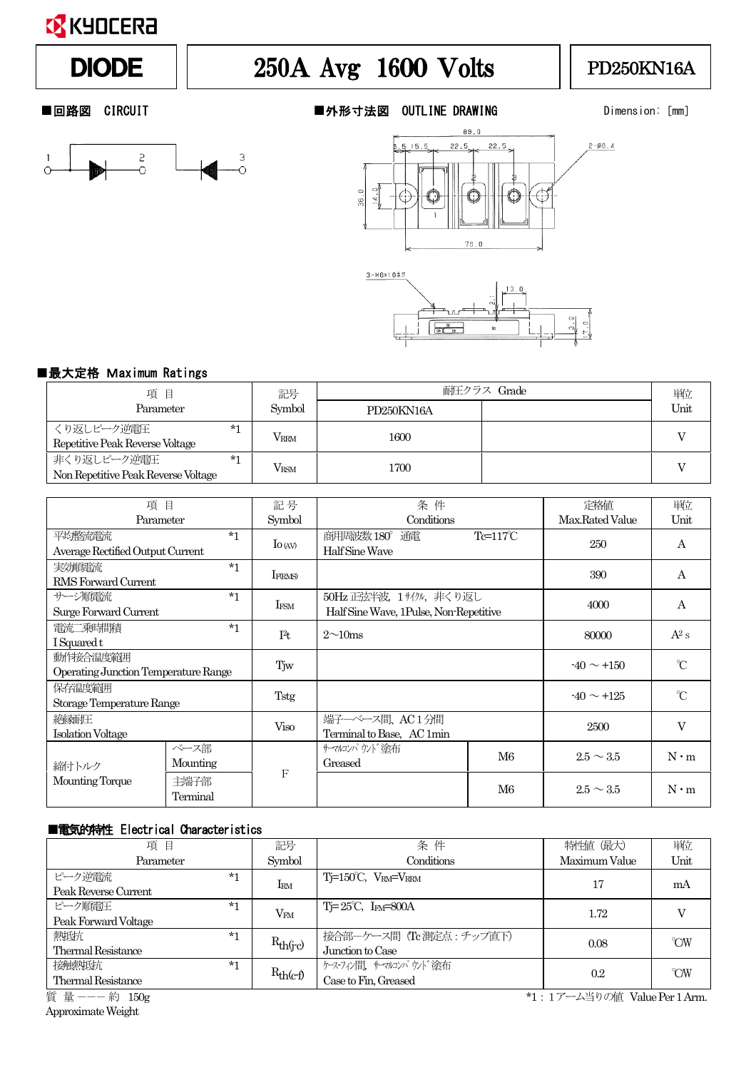KYOCERA

| DIODE | 250A Avg 1600 Volts | PD250KN16A |
|---|---|---|

■回路図 CIRCUIT

■外形寸法図 OUTLINE DRAWING

Dimension: [mm]

## ■最大定格 Maximum Ratings

| 項 目 Parameter | 記号 Symbol | 耐圧クラス Grade PD250KN16A | | 単位 Unit |
|---|---|---|---|---|
| くり返しピーク逆電圧 Repetitive Peak Reverse Voltage *1 | $V_{RRM}$ | 1600 | | V |
| 非くり返しピーク逆電圧 Non Repetitive Peak Reverse Voltage *1 | $V_{RSM}$ | 1700 | | V |

| 項 目 Parameter | | 記 号 Symbol | 条 件 Conditions | | 定格値 Max.Rated Value | 単位 Unit |
|---|---|---|---|---|---|---|
| 平均整流電流 Average Rectified Output Current *1 | | $I_{O(AV)}$ | 商用周波数180° 通電 Half Sine Wave | Tc=117℃ | 250 | A |
| 実効順電流 RMS Forward Current *1 | | $I_{F(RMS)}$ | | | 390 | A |
| サージ順電流 Surge Forward Current *1 | | $I_{FSM}$ | 50Hz 正弦半波, 1サイクル, 非くり返し Half Sine Wave, 1Pulse, Non-Repetitive | | 4000 | A |
| 電流二乗時間積 I Squared t *1 | | $I^2t$ | 2～10ms | | 80000 | $A^2$ s |
| 動作接合温度範囲 Operating Junction Temperature Range | | Tjw | | | -40 ～ +150 | ℃ |
| 保存温度範囲 Storage Temperature Range | | Tstg | | | -40 ～ +125 | ℃ |
| 絶縁耐圧 Isolation Voltage | | Viso | 端子—ベース間、AC 1 分間 Terminal to Base, AC 1min | | 2500 | V |
| 締付トルク Mounting Torque | ベース部 Mounting | F | サーマルコンパウンド塗布 Greased | M6 | 2.5 ～ 3.5 | N・m |
| | 主端子部 Terminal | | | M6 | 2.5 ～ 3.5 | N・m |

## ■電気的特性 Electrical Characteristics

| 項 目 Parameter | 記号 Symbol | 条 件 Conditions | 特性値 (最大) Maximum Value | 単位 Unit |
|---|---|---|---|---|
| ピーク逆電流 Peak Reverse Current *1 | $I_{RM}$ | Tj=150℃, $V_{RM}$=$V_{RRM}$ | 17 | mA |
| ピーク順電圧 Peak Forward Voltage *1 | $V_{FM}$ | Tj=25℃, $I_{FM}$=800A | 1.72 | V |
| 熱抵抗 Thermal Resistance *1 | $R_{th(j-c)}$ | 接合部—ケース間 (Tc 測定点：チップ直下) Junction to Case | 0.08 | ℃/W |
| 接触熱抵抗 Thermal Resistance *1 | $R_{th(c-f)}$ | ケース-フィン間, サーマルコンパウンド塗布 Case to Fin, Greased | 0.2 | ℃/W |

質 量 ——— 約 150g
Approximate Weight

*1：1アーム当りの値 Value Per 1 Arm.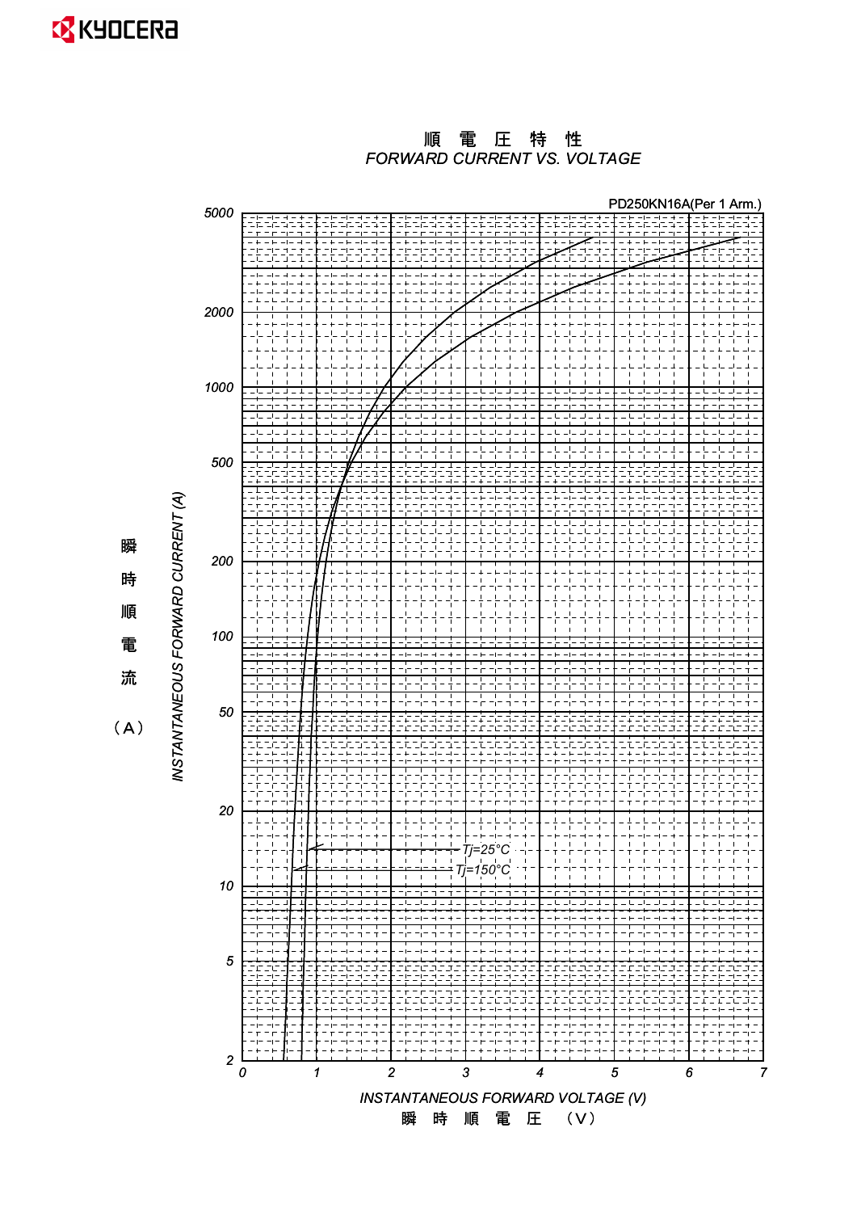# 順 電 圧 特 性

## FORWARD CURRENT VS. VOLTAGE

PD250KN16A(Per 1 Arm.)

INSTANTANEOUS FORWARD CURRENT (A)

瞬時順電流（A）

5000, 2000, 1000, 500, 200, 100, 50, 20, 10, 5, 2

Tj=25°C

Tj=150°C

0, 1, 2, 3, 4, 5, 6, 7

INSTANTANEOUS FORWARD VOLTAGE (V)

瞬 時 順 電 圧 （V）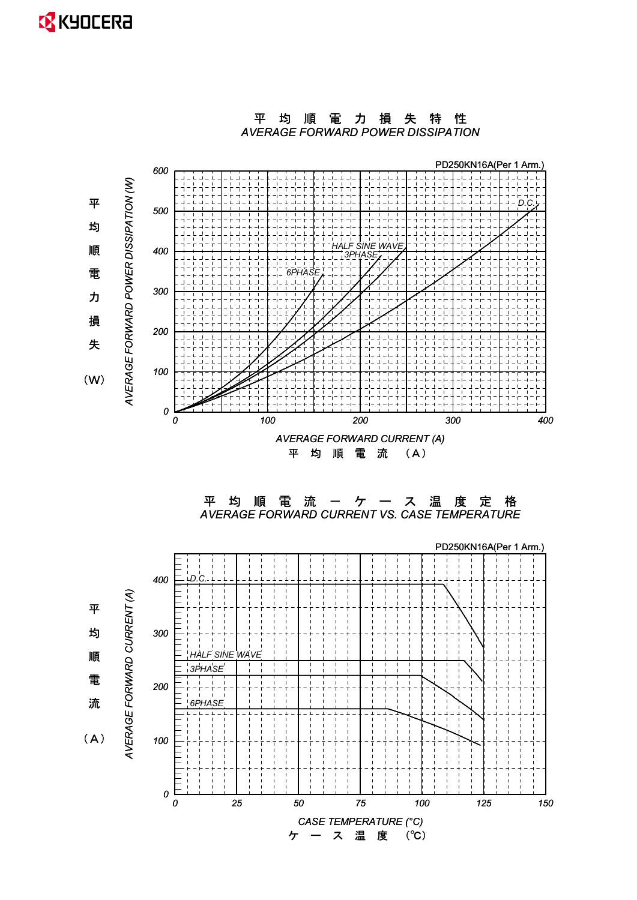## 平 均 順 電 力 損 失 特 性
## AVERAGE FORWARD POWER DISSIPATION

PD250KN16A(Per 1 Arm.)

平均順電力損失 (W) / AVERAGE FORWARD POWER DISSIPATION (W)

Curves: D.C., HALF SINE WAVE, 3PHASE, 6PHASE

Y-axis: 0, 100, 200, 300, 400, 500, 600

X-axis: 0, 100, 200, 300, 400

AVERAGE FORWARD CURRENT (A)
平 均 順 電 流 （A）

## 平 均 順 電 流 ー ケ ー ス 温 度 定 格
## AVERAGE FORWARD CURRENT VS. CASE TEMPERATURE

PD250KN16A(Per 1 Arm.)

平均順電流 (A) / AVERAGE FORWARD CURRENT (A)

Curves: D.C., HALF SINE WAVE, 3PHASE, 6PHASE

Y-axis: 0, 100, 200, 300, 400

X-axis: 0, 25, 50, 75, 100, 125, 150

CASE TEMPERATURE (°C)
ケ ー ス 温 度 （℃）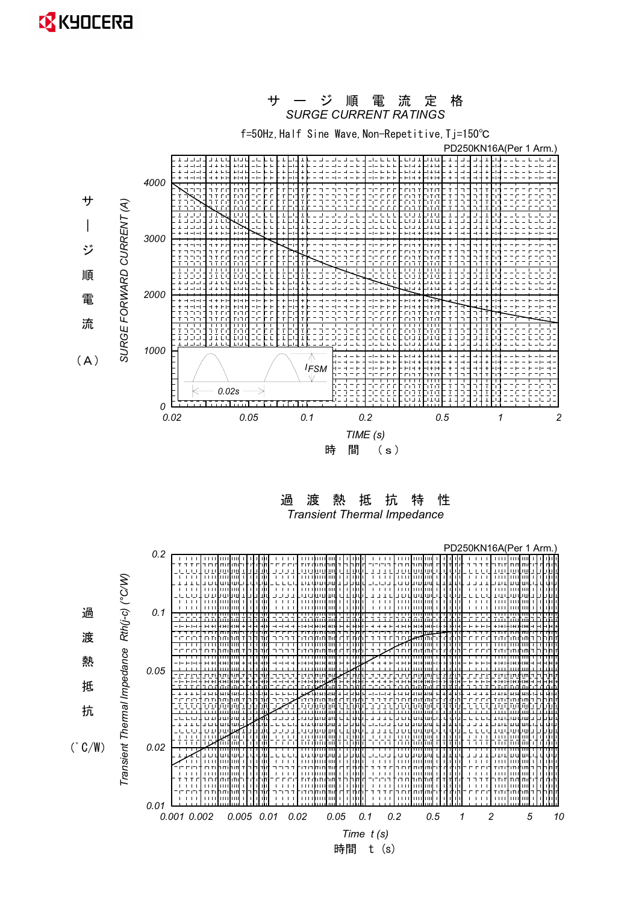## サージ順電流定格
*SURGE CURRENT RATINGS*

f=50Hz, Half Sine Wave, Non-Repetitive, Tj=150℃

PD250KN16A(Per 1 Arm.)

サージ順電流（A）
SURGE FORWARD CURRENT (A)

4000
3000
2000
1000
0

$I_{FSM}$
0.02s

0.02 0.05 0.1 0.2 0.5 1 2

TIME (s)
時間（s）

## 過渡熱抵抗特性
*Transient Thermal Impedance*

PD250KN16A(Per 1 Arm.)

過渡熱抵抗（°C/W）
Transient Thermal Impedance Rth(j-c) (°C/W)

0.2
0.1
0.05
0.02
0.01

0.001 0.002 0.005 0.01 0.02 0.05 0.1 0.2 0.5 1 2 5 10

Time t (s)
時間 t (s)